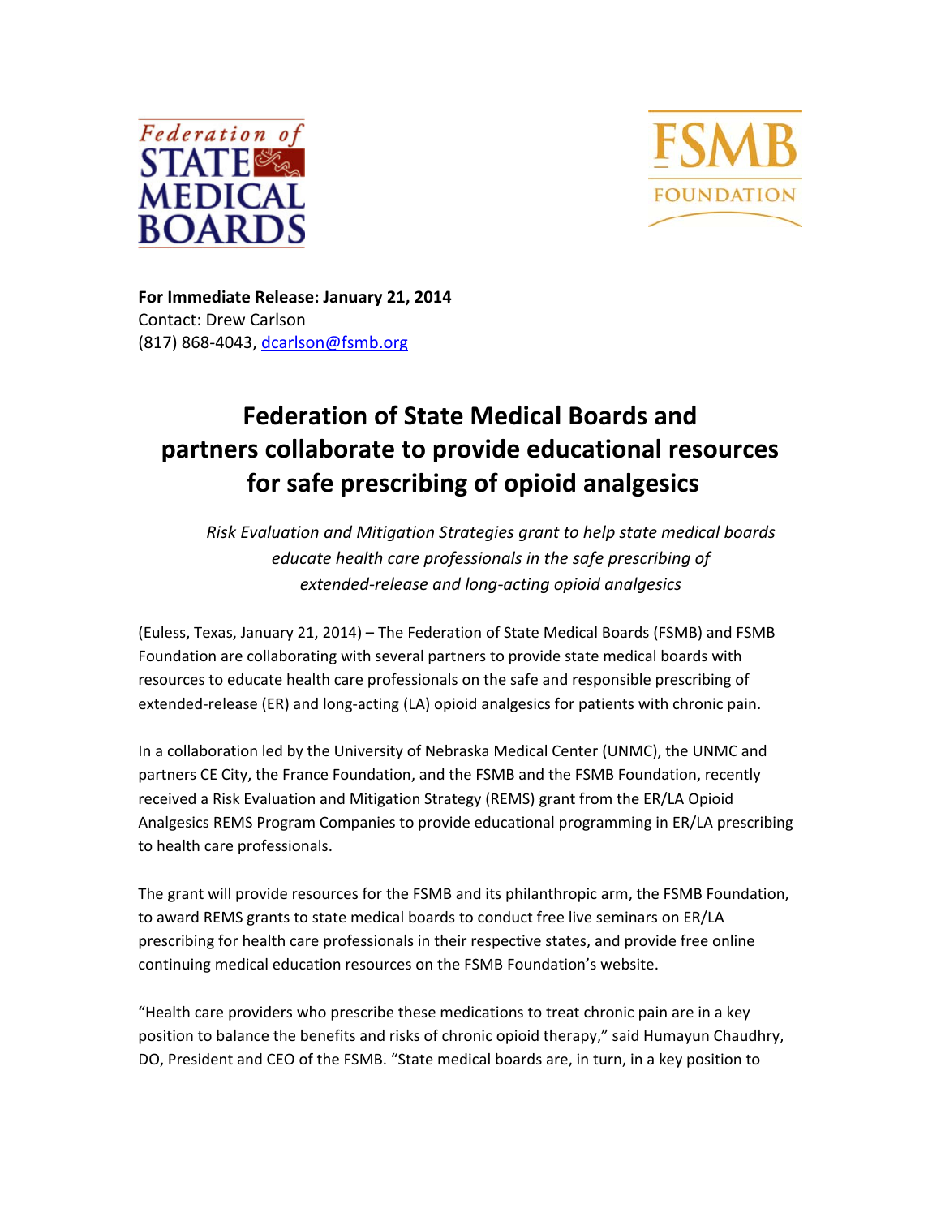Federation of STATE MEDICAL BOARDS

FSMB FOUNDATION

**For Immediate Release: January 21, 2014**
Contact: Drew Carlson
(817) 868-4043, dcarlson@fsmb.org

# Federation of State Medical Boards and partners collaborate to provide educational resources for safe prescribing of opioid analgesics

*Risk Evaluation and Mitigation Strategies grant to help state medical boards educate health care professionals in the safe prescribing of extended-release and long-acting opioid analgesics*

(Euless, Texas, January 21, 2014) – The Federation of State Medical Boards (FSMB) and FSMB Foundation are collaborating with several partners to provide state medical boards with resources to educate health care professionals on the safe and responsible prescribing of extended-release (ER) and long-acting (LA) opioid analgesics for patients with chronic pain.

In a collaboration led by the University of Nebraska Medical Center (UNMC), the UNMC and partners CE City, the France Foundation, and the FSMB and the FSMB Foundation, recently received a Risk Evaluation and Mitigation Strategy (REMS) grant from the ER/LA Opioid Analgesics REMS Program Companies to provide educational programming in ER/LA prescribing to health care professionals.

The grant will provide resources for the FSMB and its philanthropic arm, the FSMB Foundation, to award REMS grants to state medical boards to conduct free live seminars on ER/LA prescribing for health care professionals in their respective states, and provide free online continuing medical education resources on the FSMB Foundation's website.

"Health care providers who prescribe these medications to treat chronic pain are in a key position to balance the benefits and risks of chronic opioid therapy," said Humayun Chaudhry, DO, President and CEO of the FSMB. "State medical boards are, in turn, in a key position to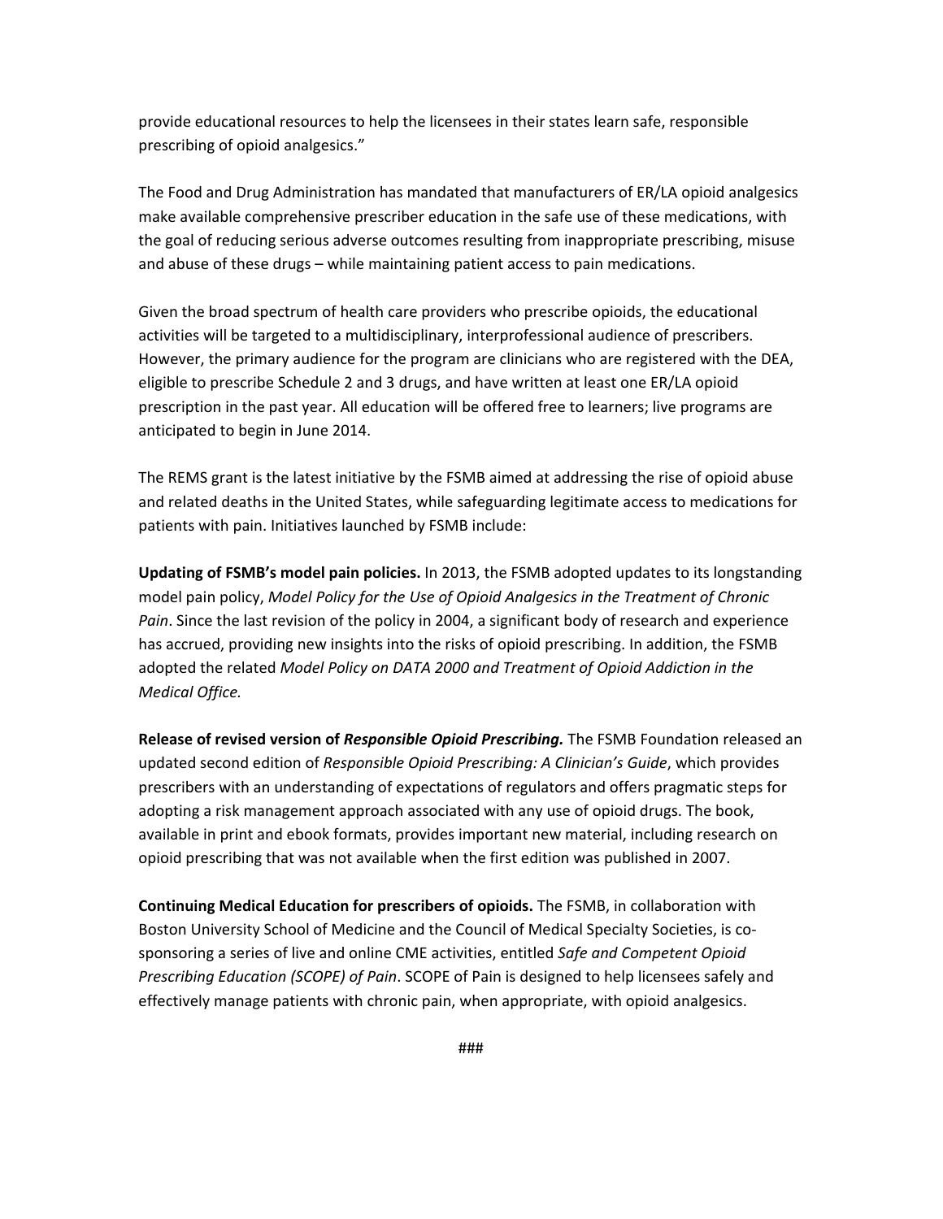provide educational resources to help the licensees in their states learn safe, responsible prescribing of opioid analgesics."

The Food and Drug Administration has mandated that manufacturers of ER/LA opioid analgesics make available comprehensive prescriber education in the safe use of these medications, with the goal of reducing serious adverse outcomes resulting from inappropriate prescribing, misuse and abuse of these drugs – while maintaining patient access to pain medications.

Given the broad spectrum of health care providers who prescribe opioids, the educational activities will be targeted to a multidisciplinary, interprofessional audience of prescribers. However, the primary audience for the program are clinicians who are registered with the DEA, eligible to prescribe Schedule 2 and 3 drugs, and have written at least one ER/LA opioid prescription in the past year. All education will be offered free to learners; live programs are anticipated to begin in June 2014.

The REMS grant is the latest initiative by the FSMB aimed at addressing the rise of opioid abuse and related deaths in the United States, while safeguarding legitimate access to medications for patients with pain. Initiatives launched by FSMB include:

**Updating of FSMB's model pain policies.** In 2013, the FSMB adopted updates to its longstanding model pain policy, *Model Policy for the Use of Opioid Analgesics in the Treatment of Chronic Pain*. Since the last revision of the policy in 2004, a significant body of research and experience has accrued, providing new insights into the risks of opioid prescribing. In addition, the FSMB adopted the related *Model Policy on DATA 2000 and Treatment of Opioid Addiction in the Medical Office.*

**Release of revised version of *Responsible Opioid Prescribing.*** The FSMB Foundation released an updated second edition of *Responsible Opioid Prescribing: A Clinician's Guide*, which provides prescribers with an understanding of expectations of regulators and offers pragmatic steps for adopting a risk management approach associated with any use of opioid drugs. The book, available in print and ebook formats, provides important new material, including research on opioid prescribing that was not available when the first edition was published in 2007.

**Continuing Medical Education for prescribers of opioids.** The FSMB, in collaboration with Boston University School of Medicine and the Council of Medical Specialty Societies, is co-sponsoring a series of live and online CME activities, entitled *Safe and Competent Opioid Prescribing Education (SCOPE) of Pain*. SCOPE of Pain is designed to help licensees safely and effectively manage patients with chronic pain, when appropriate, with opioid analgesics.

###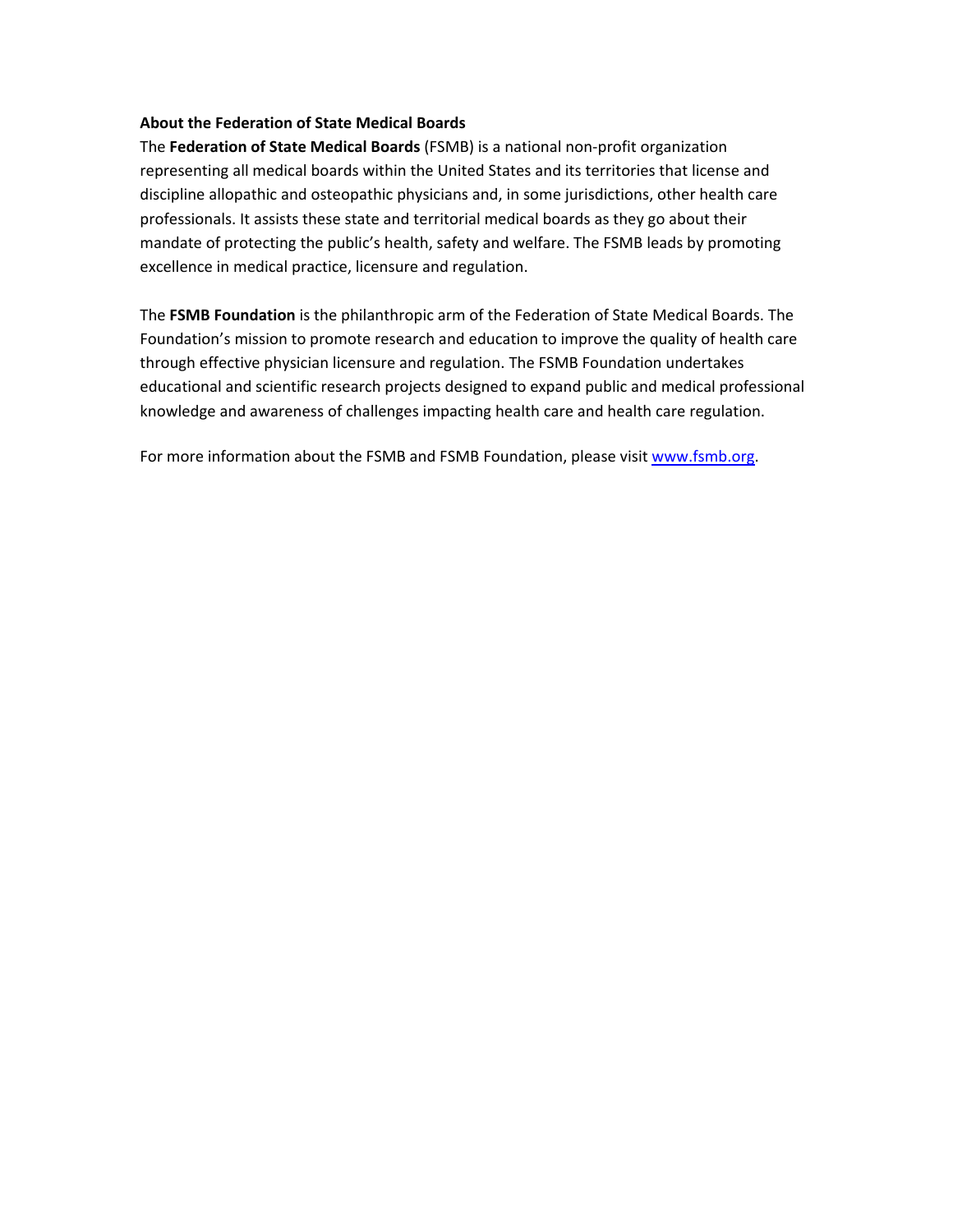**About the Federation of State Medical Boards**

The **Federation of State Medical Boards** (FSMB) is a national non-profit organization representing all medical boards within the United States and its territories that license and discipline allopathic and osteopathic physicians and, in some jurisdictions, other health care professionals. It assists these state and territorial medical boards as they go about their mandate of protecting the public's health, safety and welfare. The FSMB leads by promoting excellence in medical practice, licensure and regulation.

The **FSMB Foundation** is the philanthropic arm of the Federation of State Medical Boards. The Foundation's mission to promote research and education to improve the quality of health care through effective physician licensure and regulation. The FSMB Foundation undertakes educational and scientific research projects designed to expand public and medical professional knowledge and awareness of challenges impacting health care and health care regulation.

For more information about the FSMB and FSMB Foundation, please visit www.fsmb.org.